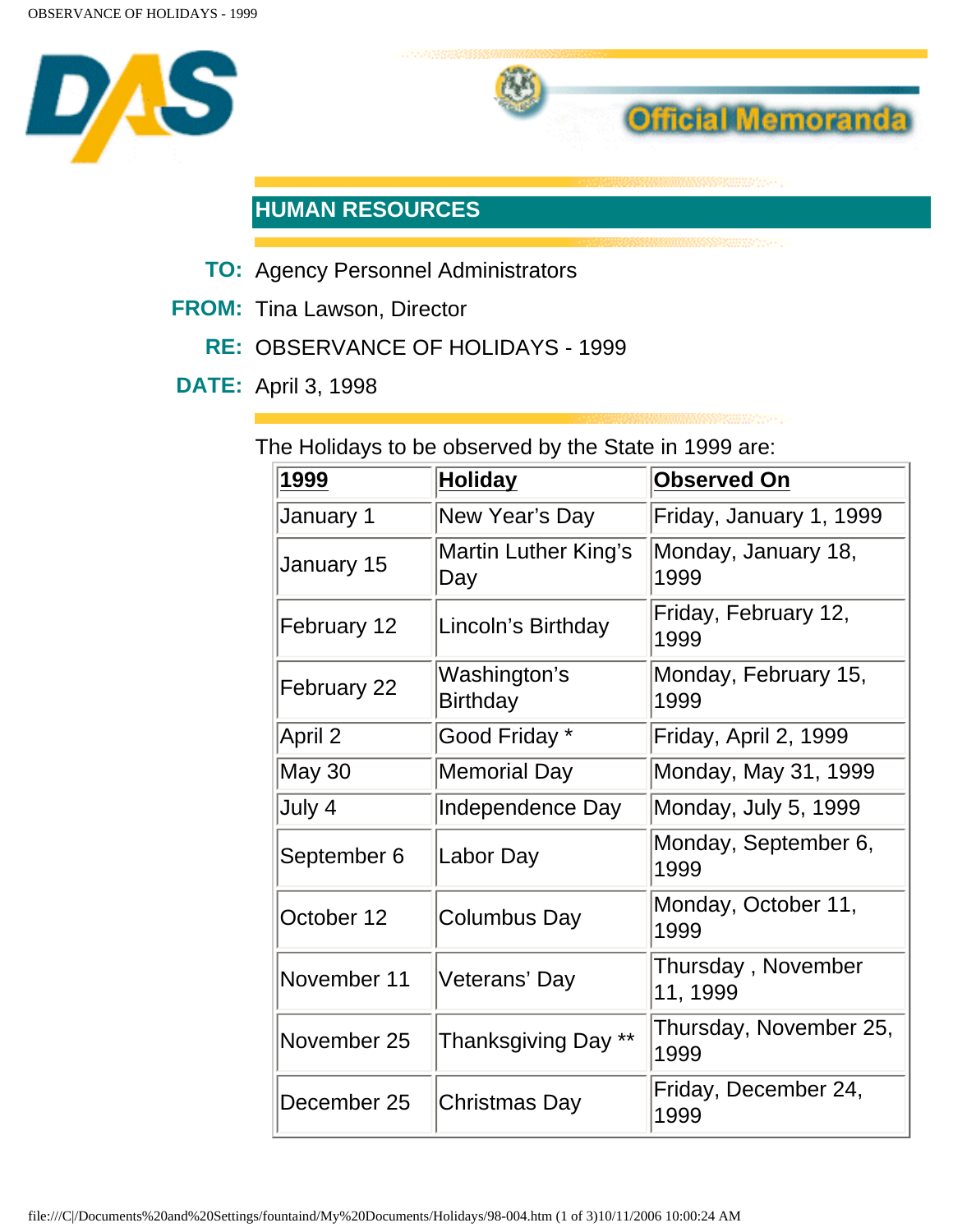Official Memoranda

## HUMAN RESOURCES

**TO:** Agency Personnel Administrators

**FROM:** Tina Lawson, Director

**RE:** OBSERVANCE OF HOLIDAYS - 1999

**DATE:** April 3, 1998

The Holidays to be observed by the State in 1999 are:

| **1999** | **Holiday** | **Observed On** |
|---|---|---|
| January 1 | New Year's Day | Friday, January 1, 1999 |
| January 15 | Martin Luther King's Day | Monday, January 18, 1999 |
| February 12 | Lincoln's Birthday | Friday, February 12, 1999 |
| February 22 | Washington's Birthday | Monday, February 15, 1999 |
| April 2 | Good Friday * | Friday, April 2, 1999 |
| May 30 | Memorial Day | Monday, May 31, 1999 |
| July 4 | Independence Day | Monday, July 5, 1999 |
| September 6 | Labor Day | Monday, September 6, 1999 |
| October 12 | Columbus Day | Monday, October 11, 1999 |
| November 11 | Veterans' Day | Thursday , November 11, 1999 |
| November 25 | Thanksgiving Day ** | Thursday, November 25, 1999 |
| December 25 | Christmas Day | Friday, December 24, 1999 |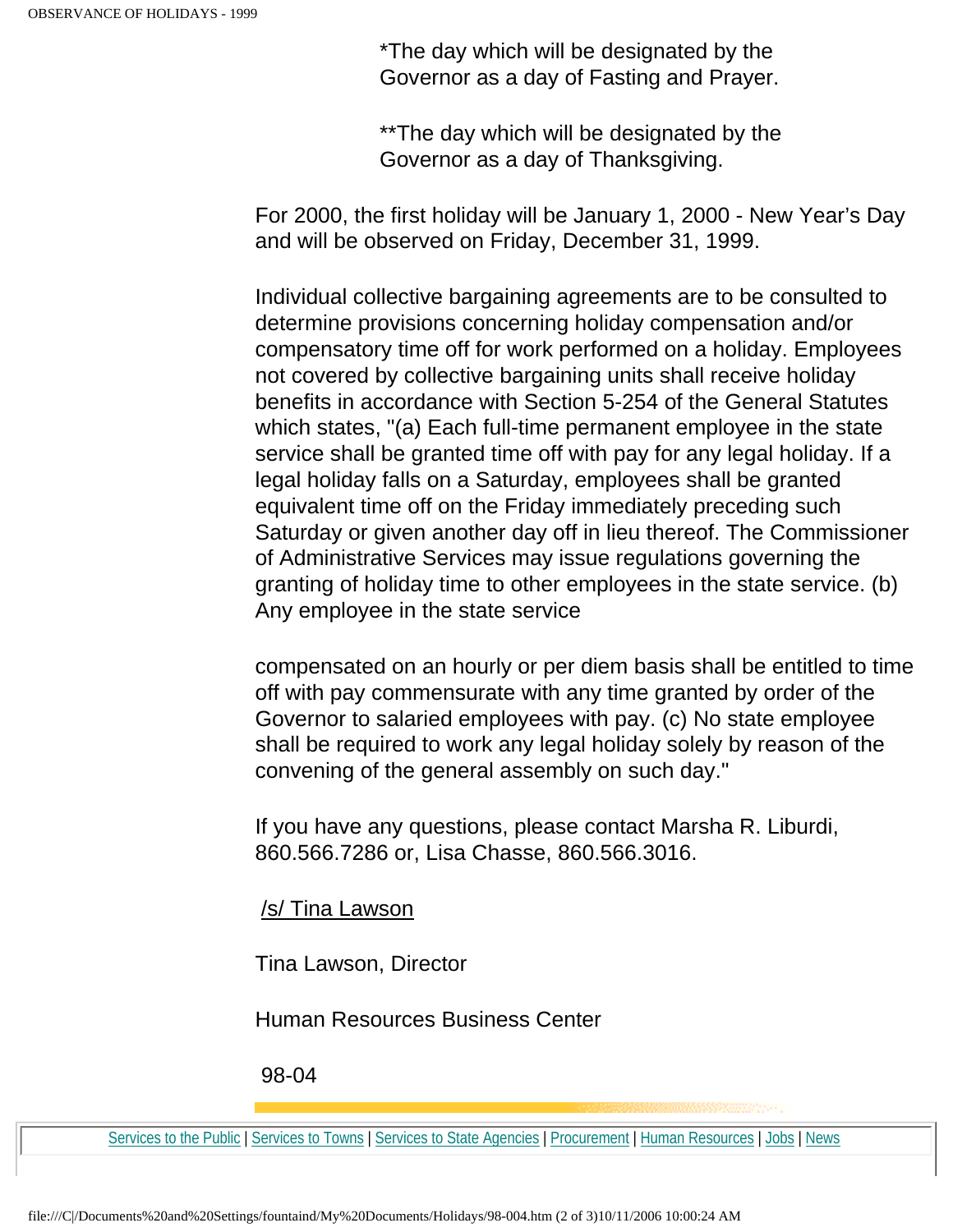*The day which will be designated by the Governor as a day of Fasting and Prayer.

**The day which will be designated by the Governor as a day of Thanksgiving.

For 2000, the first holiday will be January 1, 2000 - New Year's Day and will be observed on Friday, December 31, 1999.

Individual collective bargaining agreements are to be consulted to determine provisions concerning holiday compensation and/or compensatory time off for work performed on a holiday. Employees not covered by collective bargaining units shall receive holiday benefits in accordance with Section 5-254 of the General Statutes which states, "(a) Each full-time permanent employee in the state service shall be granted time off with pay for any legal holiday. If a legal holiday falls on a Saturday, employees shall be granted equivalent time off on the Friday immediately preceding such Saturday or given another day off in lieu thereof. The Commissioner of Administrative Services may issue regulations governing the granting of holiday time to other employees in the state service. (b) Any employee in the state service

compensated on an hourly or per diem basis shall be entitled to time off with pay commensurate with any time granted by order of the Governor to salaried employees with pay. (c) No state employee shall be required to work any legal holiday solely by reason of the convening of the general assembly on such day."

If you have any questions, please contact Marsha R. Liburdi, 860.566.7286 or, Lisa Chasse, 860.566.3016.

/s/ Tina Lawson

Tina Lawson, Director

Human Resources Business Center

98-04

Services to the Public | Services to Towns | Services to State Agencies | Procurement | Human Resources | Jobs | News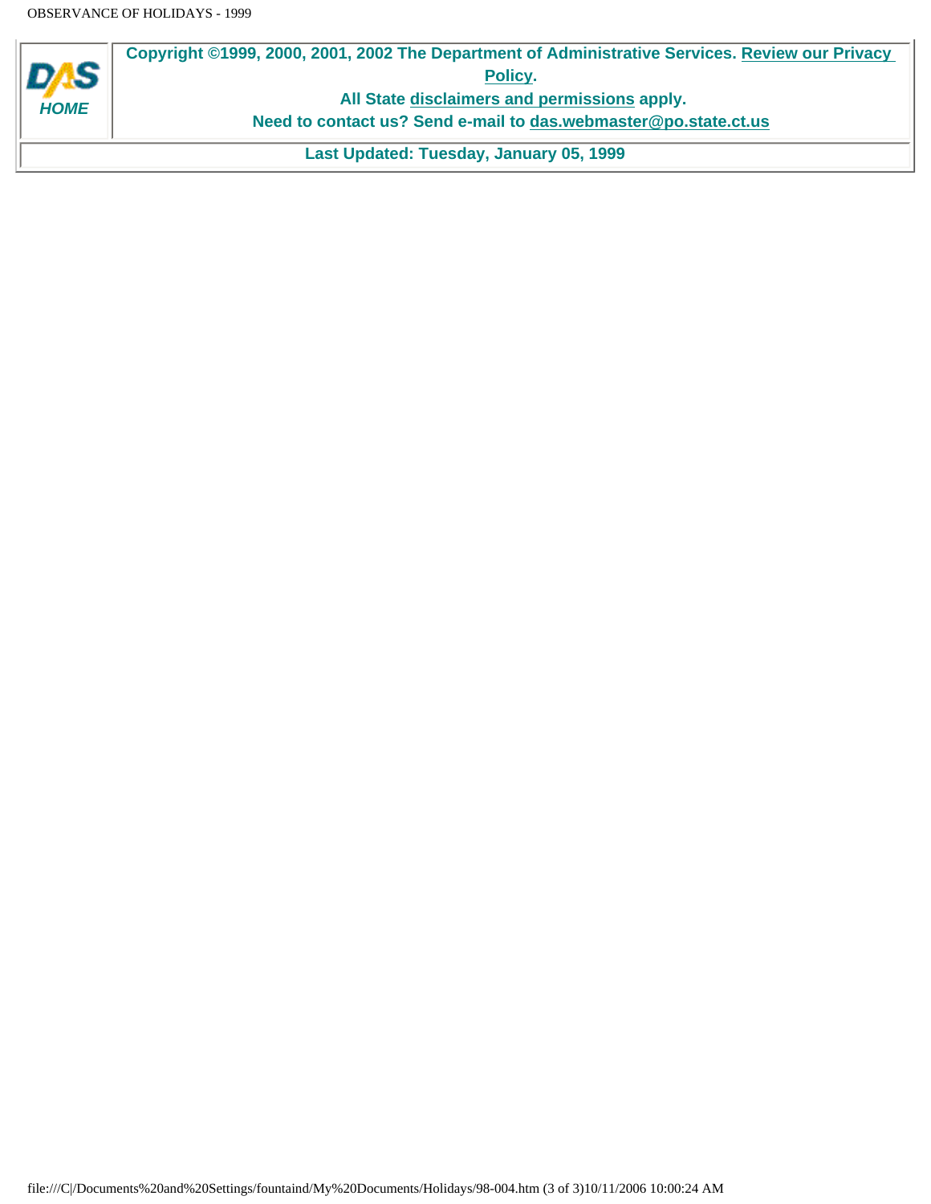| | |
|---|---|
| **DAS** ***HOME*** | **Copyright ©1999, 2000, 2001, 2002 The Department of Administrative Services. Review our Privacy Policy.** **All State disclaimers and permissions apply.** **Need to contact us? Send e-mail to das.webmaster@po.state.ct.us** |

**Last Updated: Tuesday, January 05, 1999**